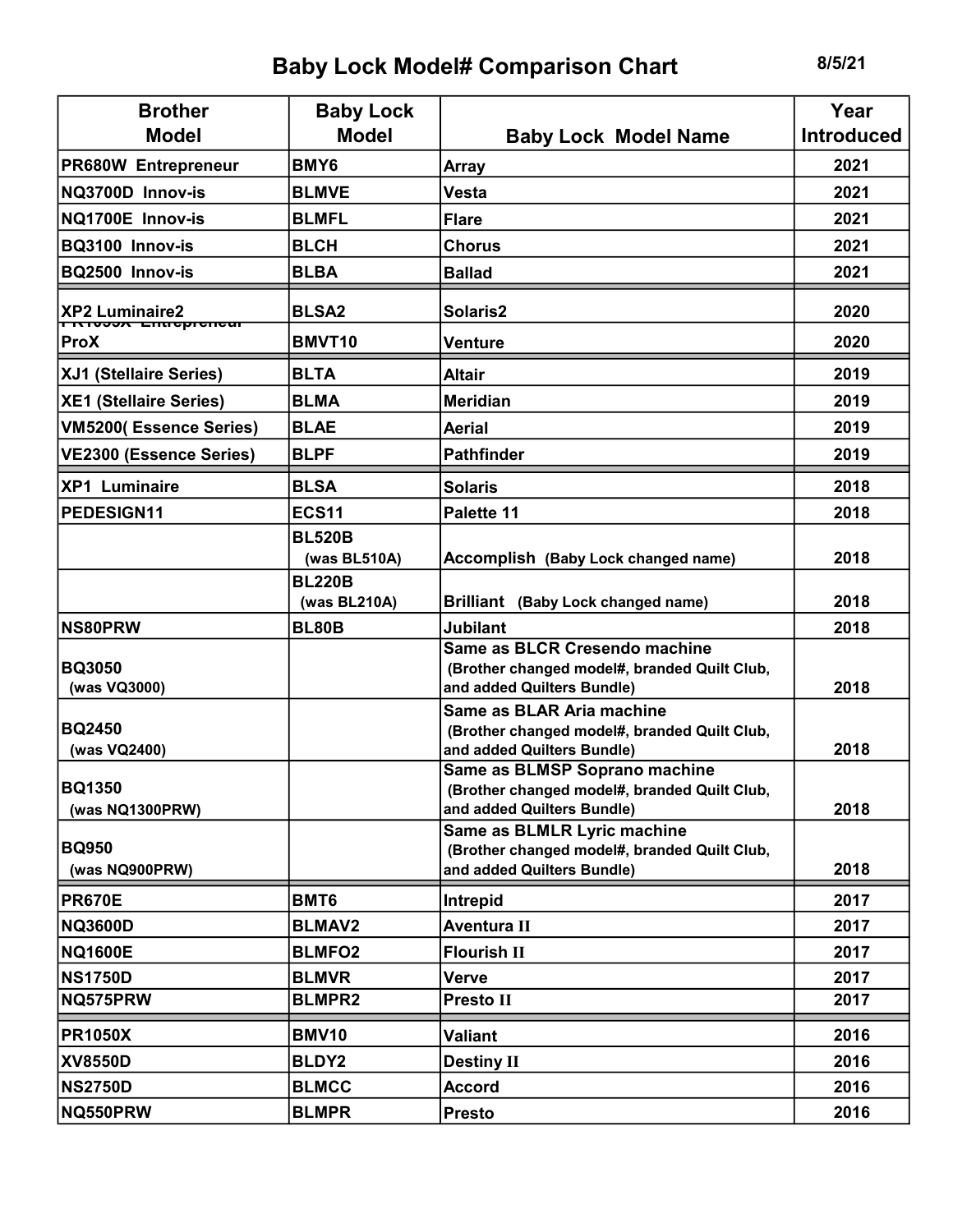# Baby Lock Model# Comparison Chart

8/5/21

| Brother Model | Baby Lock Model | Baby Lock Model Name | Year Introduced |
|---|---|---|---|
| PR680W Entrepreneur | BMY6 | Array | 2021 |
| NQ3700D Innov-is | BLMVE | Vesta | 2021 |
| NQ1700E Innov-is | BLMFL | Flare | 2021 |
| BQ3100 Innov-is | BLCH | Chorus | 2021 |
| BQ2500 Innov-is | BLBA | Ballad | 2021 |
| XP2 Luminaire2 | BLSA2 | Solaris2 | 2020 |
| PR1055X Entrepreneur ProX | BMVT10 | Venture | 2020 |
| XJ1 (Stellaire Series) | BLTA | Altair | 2019 |
| XE1 (Stellaire Series) | BLMA | Meridian | 2019 |
| VM5200( Essence Series) | BLAE | Aerial | 2019 |
| VE2300 (Essence Series) | BLPF | Pathfinder | 2019 |
| XP1 Luminaire | BLSA | Solaris | 2018 |
| PEDESIGN11 | ECS11 | Palette 11 | 2018 |
| | BL520B (was BL510A) | Accomplish (Baby Lock changed name) | 2018 |
| | BL220B (was BL210A) | Brilliant (Baby Lock changed name) | 2018 |
| NS80PRW | BL80B | Jubilant | 2018 |
| BQ3050 (was VQ3000) | | Same as BLCR Cresendo machine (Brother changed model#, branded Quilt Club, and added Quilters Bundle) | 2018 |
| BQ2450 (was VQ2400) | | Same as BLAR Aria machine (Brother changed model#, branded Quilt Club, and added Quilters Bundle) | 2018 |
| BQ1350 (was NQ1300PRW) | | Same as BLMSP Soprano machine (Brother changed model#, branded Quilt Club, and added Quilters Bundle) | 2018 |
| BQ950 (was NQ900PRW) | | Same as BLMLR Lyric machine (Brother changed model#, branded Quilt Club, and added Quilters Bundle) | 2018 |
| PR670E | BMT6 | Intrepid | 2017 |
| NQ3600D | BLMAV2 | Aventura II | 2017 |
| NQ1600E | BLMFO2 | Flourish II | 2017 |
| NS1750D | BLMVR | Verve | 2017 |
| NQ575PRW | BLMPR2 | Presto II | 2017 |
| PR1050X | BMV10 | Valiant | 2016 |
| XV8550D | BLDY2 | Destiny II | 2016 |
| NS2750D | BLMCC | Accord | 2016 |
| NQ550PRW | BLMPR | Presto | 2016 |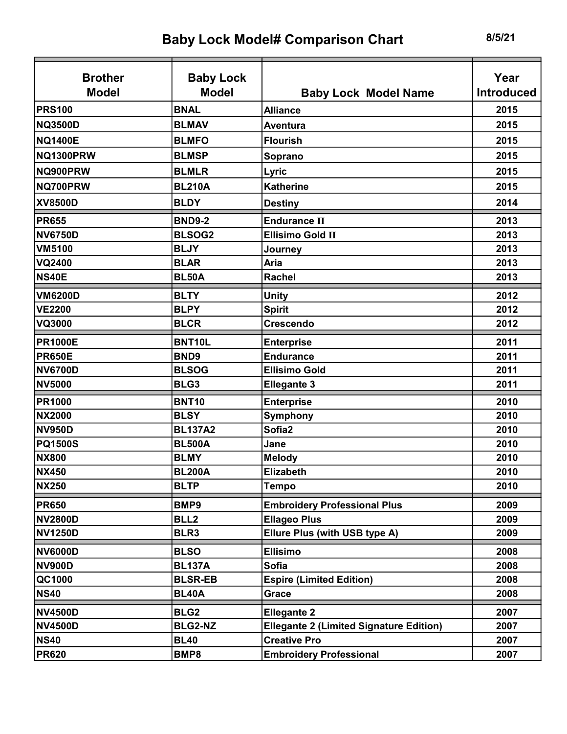# Baby Lock Model# Comparison Chart

8/5/21

| Brother Model | Baby Lock Model | Baby Lock Model Name | Year Introduced |
|---|---|---|---|
| PRS100 | BNAL | Alliance | 2015 |
| NQ3500D | BLMAV | Aventura | 2015 |
| NQ1400E | BLMFO | Flourish | 2015 |
| NQ1300PRW | BLMSP | Soprano | 2015 |
| NQ900PRW | BLMLR | Lyric | 2015 |
| NQ700PRW | BL210A | Katherine | 2015 |
| XV8500D | BLDY | Destiny | 2014 |
| PR655 | BND9-2 | Endurance II | 2013 |
| NV6750D | BLSOG2 | Ellisimo Gold II | 2013 |
| VM5100 | BLJY | Journey | 2013 |
| VQ2400 | BLAR | Aria | 2013 |
| NS40E | BL50A | Rachel | 2013 |
| VM6200D | BLTY | Unity | 2012 |
| VE2200 | BLPY | Spirit | 2012 |
| VQ3000 | BLCR | Crescendo | 2012 |
| PR1000E | BNT10L | Enterprise | 2011 |
| PR650E | BND9 | Endurance | 2011 |
| NV6700D | BLSOG | Ellisimo Gold | 2011 |
| NV5000 | BLG3 | Ellegante 3 | 2011 |
| PR1000 | BNT10 | Enterprise | 2010 |
| NX2000 | BLSY | Symphony | 2010 |
| NV950D | BL137A2 | Sofia2 | 2010 |
| PQ1500S | BL500A | Jane | 2010 |
| NX800 | BLMY | Melody | 2010 |
| NX450 | BL200A | Elizabeth | 2010 |
| NX250 | BLTP | Tempo | 2010 |
| PR650 | BMP9 | Embroidery Professional Plus | 2009 |
| NV2800D | BLL2 | Ellageo Plus | 2009 |
| NV1250D | BLR3 | Ellure Plus (with USB type A) | 2009 |
| NV6000D | BLSO | Ellisimo | 2008 |
| NV900D | BL137A | Sofia | 2008 |
| QC1000 | BLSR-EB | Espire (Limited Edition) | 2008 |
| NS40 | BL40A | Grace | 2008 |
| NV4500D | BLG2 | Ellegante 2 | 2007 |
| NV4500D | BLG2-NZ | Ellegante 2 (Limited Signature Edition) | 2007 |
| NS40 | BL40 | Creative Pro | 2007 |
| PR620 | BMP8 | Embroidery Professional | 2007 |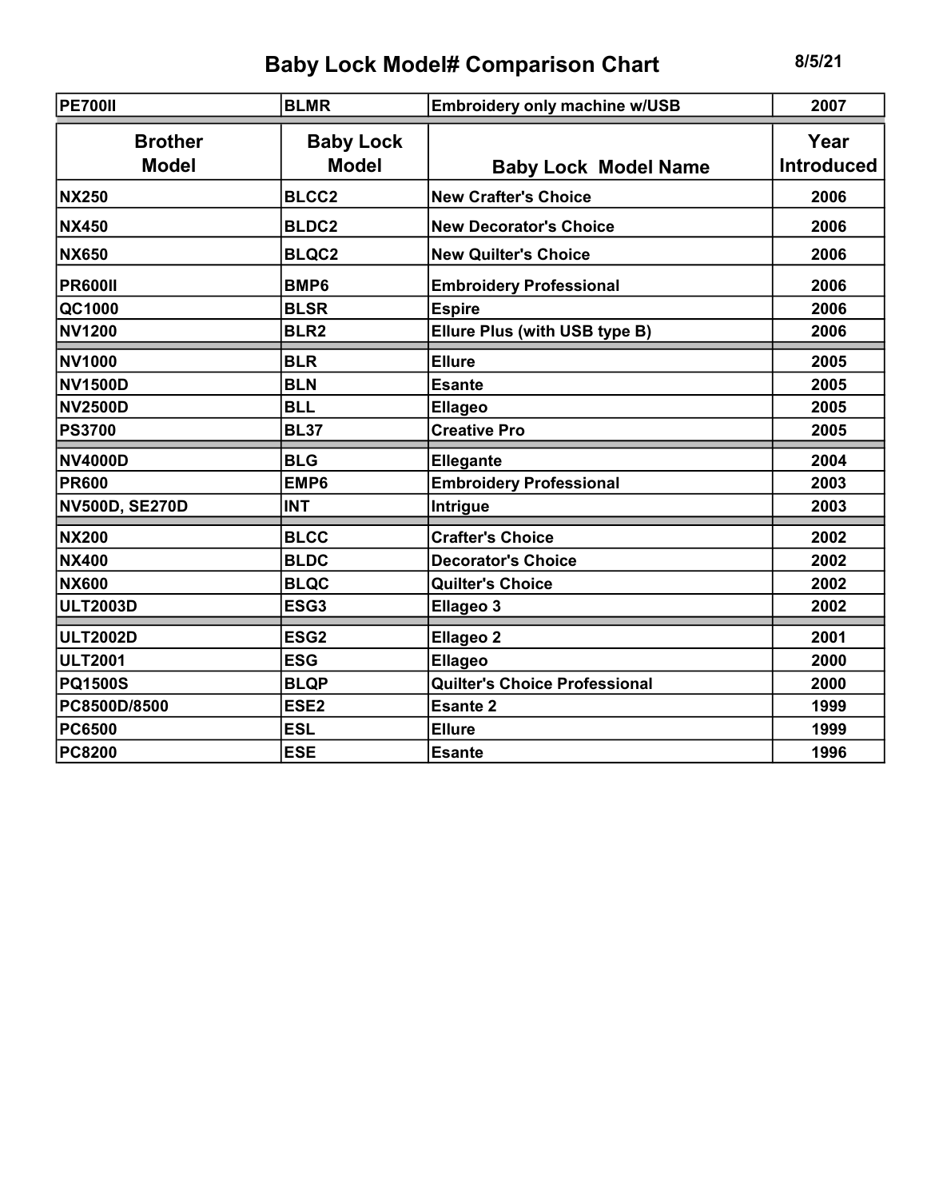# Baby Lock Model# Comparison Chart

8/5/21

| | | | |
|---|---|---|---|
| PE700II | BLMR | Embroidery only machine w/USB | 2007 |
| **Brother Model** | **Baby Lock Model** | **Baby Lock Model Name** | **Year Introduced** |
| NX250 | BLCC2 | New Crafter's Choice | 2006 |
| NX450 | BLDC2 | New Decorator's Choice | 2006 |
| NX650 | BLQC2 | New Quilter's Choice | 2006 |
| PR600II | BMP6 | Embroidery Professional | 2006 |
| QC1000 | BLSR | Espire | 2006 |
| NV1200 | BLR2 | Ellure Plus (with USB type B) | 2006 |
| NV1000 | BLR | Ellure | 2005 |
| NV1500D | BLN | Esante | 2005 |
| NV2500D | BLL | Ellageo | 2005 |
| PS3700 | BL37 | Creative Pro | 2005 |
| NV4000D | BLG | Ellegante | 2004 |
| PR600 | EMP6 | Embroidery Professional | 2003 |
| NV500D, SE270D | INT | Intrigue | 2003 |
| NX200 | BLCC | Crafter's Choice | 2002 |
| NX400 | BLDC | Decorator's Choice | 2002 |
| NX600 | BLQC | Quilter's Choice | 2002 |
| ULT2003D | ESG3 | Ellageo 3 | 2002 |
| ULT2002D | ESG2 | Ellageo 2 | 2001 |
| ULT2001 | ESG | Ellageo | 2000 |
| PQ1500S | BLQP | Quilter's Choice Professional | 2000 |
| PC8500D/8500 | ESE2 | Esante 2 | 1999 |
| PC6500 | ESL | Ellure | 1999 |
| PC8200 | ESE | Esante | 1996 |